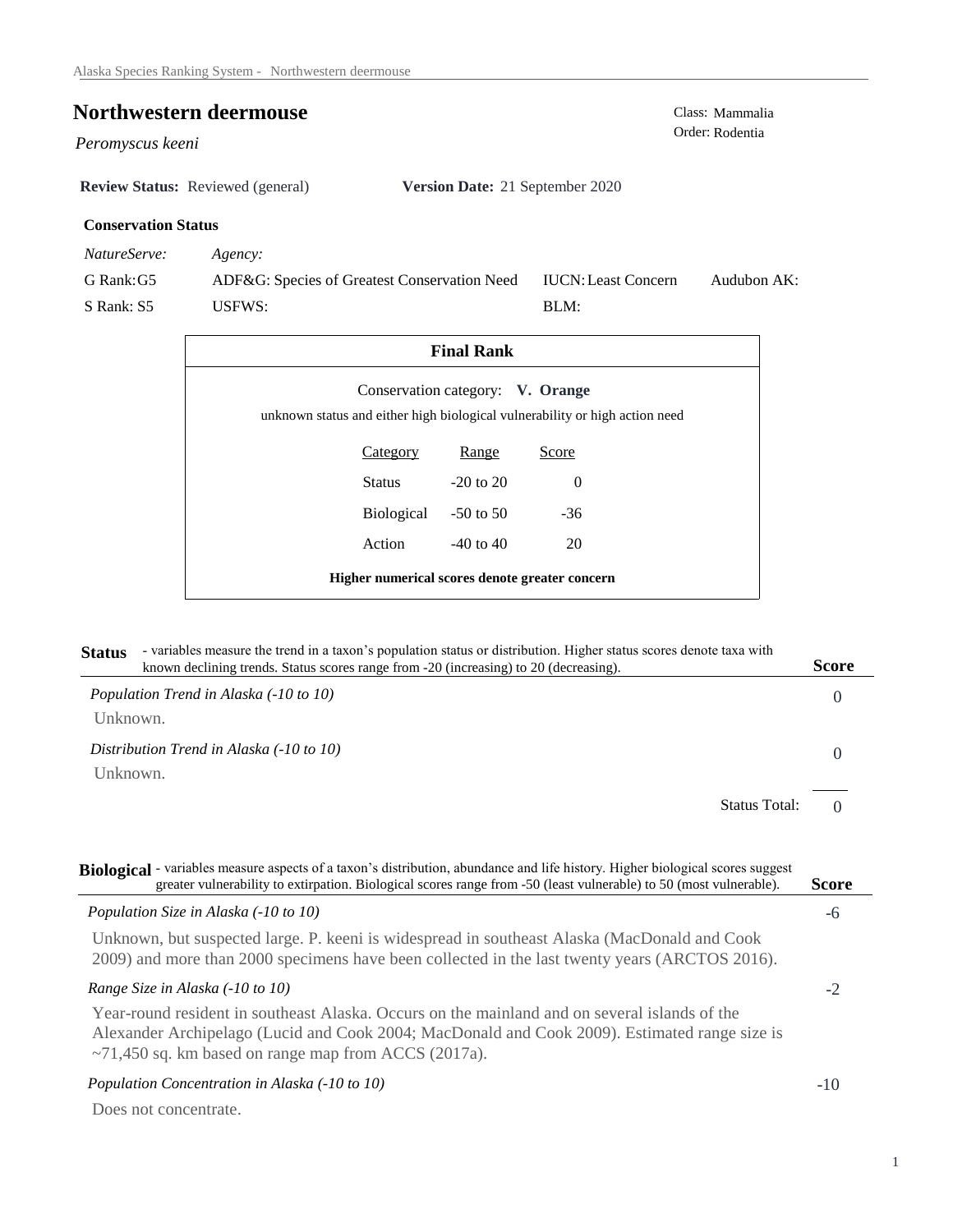# Northwestern deermouse

*Peromyscus keeni*

Class: Mammalia
Order: Rodentia

**Review Status:** Reviewed (general) **Version Date:** 21 September 2020

### Conservation Status

| *NatureServe:* | *Agency:* | | |
|---|---|---|---|
| G Rank: G5 | ADF&G: Species of Greatest Conservation Need | IUCN: Least Concern | Audubon AK: |
| S Rank: S5 | USFWS: | BLM: | |

### Final Rank

Conservation category: **V. Orange**

unknown status and either high biological vulnerability or high action need

| Category | Range | Score |
|---|---|---|
| Status | -20 to 20 | 0 |
| Biological | -50 to 50 | -36 |
| Action | -40 to 40 | 20 |

**Higher numerical scores denote greater concern**

## Status

- variables measure the trend in a taxon's population status or distribution. Higher status scores denote taxa with known declining trends. Status scores range from -20 (increasing) to 20 (decreasing).

| | Score |
|---|---|
| *Population Trend in Alaska (-10 to 10)* | 0 |
| Unknown. | |
| *Distribution Trend in Alaska (-10 to 10)* | 0 |
| Unknown. | |
| Status Total: | 0 |

## Biological

- variables measure aspects of a taxon's distribution, abundance and life history. Higher biological scores suggest greater vulnerability to extirpation. Biological scores range from -50 (least vulnerable) to 50 (most vulnerable).

| | Score |
|---|---|
| *Population Size in Alaska (-10 to 10)* | -6 |
| Unknown, but suspected large. P. keeni is widespread in southeast Alaska (MacDonald and Cook 2009) and more than 2000 specimens have been collected in the last twenty years (ARCTOS 2016). | |
| *Range Size in Alaska (-10 to 10)* | -2 |
| Year-round resident in southeast Alaska. Occurs on the mainland and on several islands of the Alexander Archipelago (Lucid and Cook 2004; MacDonald and Cook 2009). Estimated range size is ~71,450 sq. km based on range map from ACCS (2017a). | |
| *Population Concentration in Alaska (-10 to 10)* | -10 |
| Does not concentrate. | |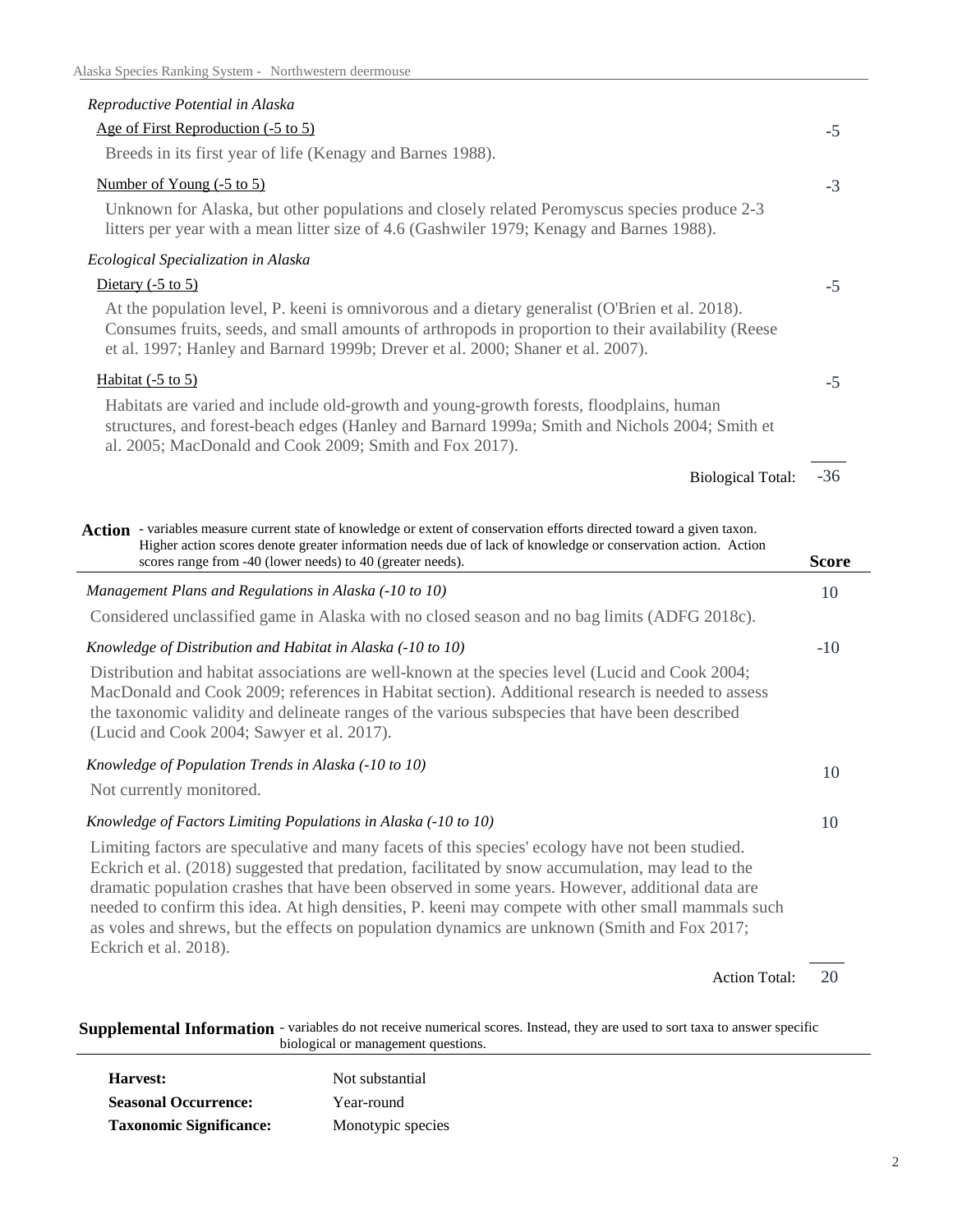*Reproductive Potential in Alaska*

Age of First Reproduction (-5 to 5) — **-5**

Breeds in its first year of life (Kenagy and Barnes 1988).

Number of Young (-5 to 5) — **-3**

Unknown for Alaska, but other populations and closely related Peromyscus species produce 2-3 litters per year with a mean litter size of 4.6 (Gashwiler 1979; Kenagy and Barnes 1988).

*Ecological Specialization in Alaska*

Dietary (-5 to 5) — **-5**

At the population level, P. keeni is omnivorous and a dietary generalist (O'Brien et al. 2018). Consumes fruits, seeds, and small amounts of arthropods in proportion to their availability (Reese et al. 1997; Hanley and Barnard 1999b; Drever et al. 2000; Shaner et al. 2007).

Habitat (-5 to 5) — **-5**

Habitats are varied and include old-growth and young-growth forests, floodplains, human structures, and forest-beach edges (Hanley and Barnard 1999a; Smith and Nichols 2004; Smith et al. 2005; MacDonald and Cook 2009; Smith and Fox 2017).

Biological Total: **-36**

## Action

- variables measure current state of knowledge or extent of conservation efforts directed toward a given taxon. Higher action scores denote greater information needs due of lack of knowledge or conservation action. Action scores range from -40 (lower needs) to 40 (greater needs).

**Score**

*Management Plans and Regulations in Alaska (-10 to 10)* — **10**

Considered unclassified game in Alaska with no closed season and no bag limits (ADFG 2018c).

*Knowledge of Distribution and Habitat in Alaska (-10 to 10)* — **-10**

Distribution and habitat associations are well-known at the species level (Lucid and Cook 2004; MacDonald and Cook 2009; references in Habitat section). Additional research is needed to assess the taxonomic validity and delineate ranges of the various subspecies that have been described (Lucid and Cook 2004; Sawyer et al. 2017).

*Knowledge of Population Trends in Alaska (-10 to 10)* — **10**

Not currently monitored.

*Knowledge of Factors Limiting Populations in Alaska (-10 to 10)* — **10**

Limiting factors are speculative and many facets of this species' ecology have not been studied. Eckrich et al. (2018) suggested that predation, facilitated by snow accumulation, may lead to the dramatic population crashes that have been observed in some years. However, additional data are needed to confirm this idea. At high densities, P. keeni may compete with other small mammals such as voles and shrews, but the effects on population dynamics are unknown (Smith and Fox 2017; Eckrich et al. 2018).

Action Total: **20**

## Supplemental Information

- variables do not receive numerical scores. Instead, they are used to sort taxa to answer specific biological or management questions.

| | |
|---|---|
| **Harvest:** | Not substantial |
| **Seasonal Occurrence:** | Year-round |
| **Taxonomic Significance:** | Monotypic species |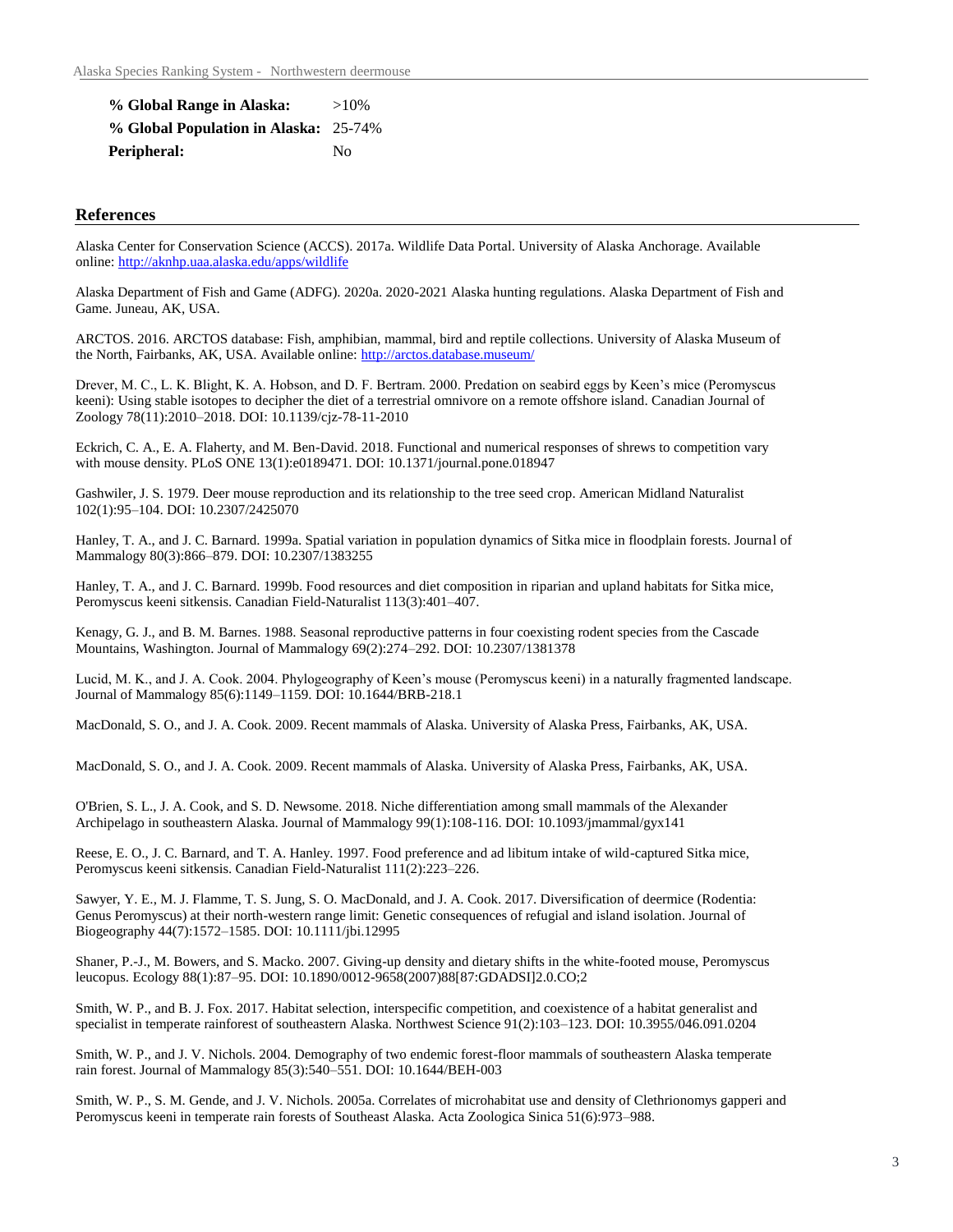**% Global Range in Alaska:** >10%
**% Global Population in Alaska:** 25-74%
**Peripheral:** No

## References

Alaska Center for Conservation Science (ACCS). 2017a. Wildlife Data Portal. University of Alaska Anchorage. Available online: http://aknhp.uaa.alaska.edu/apps/wildlife

Alaska Department of Fish and Game (ADFG). 2020a. 2020-2021 Alaska hunting regulations. Alaska Department of Fish and Game. Juneau, AK, USA.

ARCTOS. 2016. ARCTOS database: Fish, amphibian, mammal, bird and reptile collections. University of Alaska Museum of the North, Fairbanks, AK, USA. Available online: http://arctos.database.museum/

Drever, M. C., L. K. Blight, K. A. Hobson, and D. F. Bertram. 2000. Predation on seabird eggs by Keen's mice (Peromyscus keeni): Using stable isotopes to decipher the diet of a terrestrial omnivore on a remote offshore island. Canadian Journal of Zoology 78(11):2010–2018. DOI: 10.1139/cjz-78-11-2010

Eckrich, C. A., E. A. Flaherty, and M. Ben-David. 2018. Functional and numerical responses of shrews to competition vary with mouse density. PLoS ONE 13(1):e0189471. DOI: 10.1371/journal.pone.018947

Gashwiler, J. S. 1979. Deer mouse reproduction and its relationship to the tree seed crop. American Midland Naturalist 102(1):95–104. DOI: 10.2307/2425070

Hanley, T. A., and J. C. Barnard. 1999a. Spatial variation in population dynamics of Sitka mice in floodplain forests. Journal of Mammalogy 80(3):866–879. DOI: 10.2307/1383255

Hanley, T. A., and J. C. Barnard. 1999b. Food resources and diet composition in riparian and upland habitats for Sitka mice, Peromyscus keeni sitkensis. Canadian Field-Naturalist 113(3):401–407.

Kenagy, G. J., and B. M. Barnes. 1988. Seasonal reproductive patterns in four coexisting rodent species from the Cascade Mountains, Washington. Journal of Mammalogy 69(2):274–292. DOI: 10.2307/1381378

Lucid, M. K., and J. A. Cook. 2004. Phylogeography of Keen's mouse (Peromyscus keeni) in a naturally fragmented landscape. Journal of Mammalogy 85(6):1149–1159. DOI: 10.1644/BRB-218.1

MacDonald, S. O., and J. A. Cook. 2009. Recent mammals of Alaska. University of Alaska Press, Fairbanks, AK, USA.

MacDonald, S. O., and J. A. Cook. 2009. Recent mammals of Alaska. University of Alaska Press, Fairbanks, AK, USA.

O'Brien, S. L., J. A. Cook, and S. D. Newsome. 2018. Niche differentiation among small mammals of the Alexander Archipelago in southeastern Alaska. Journal of Mammalogy 99(1):108-116. DOI: 10.1093/jmammal/gyx141

Reese, E. O., J. C. Barnard, and T. A. Hanley. 1997. Food preference and ad libitum intake of wild-captured Sitka mice, Peromyscus keeni sitkensis. Canadian Field-Naturalist 111(2):223–226.

Sawyer, Y. E., M. J. Flamme, T. S. Jung, S. O. MacDonald, and J. A. Cook. 2017. Diversification of deermice (Rodentia: Genus Peromyscus) at their north-western range limit: Genetic consequences of refugial and island isolation. Journal of Biogeography 44(7):1572–1585. DOI: 10.1111/jbi.12995

Shaner, P.-J., M. Bowers, and S. Macko. 2007. Giving-up density and dietary shifts in the white-footed mouse, Peromyscus leucopus. Ecology 88(1):87–95. DOI: 10.1890/0012-9658(2007)88[87:GDADSI]2.0.CO;2

Smith, W. P., and B. J. Fox. 2017. Habitat selection, interspecific competition, and coexistence of a habitat generalist and specialist in temperate rainforest of southeastern Alaska. Northwest Science 91(2):103–123. DOI: 10.3955/046.091.0204

Smith, W. P., and J. V. Nichols. 2004. Demography of two endemic forest-floor mammals of southeastern Alaska temperate rain forest. Journal of Mammalogy 85(3):540–551. DOI: 10.1644/BEH-003

Smith, W. P., S. M. Gende, and J. V. Nichols. 2005a. Correlates of microhabitat use and density of Clethrionomys gapperi and Peromyscus keeni in temperate rain forests of Southeast Alaska. Acta Zoologica Sinica 51(6):973–988.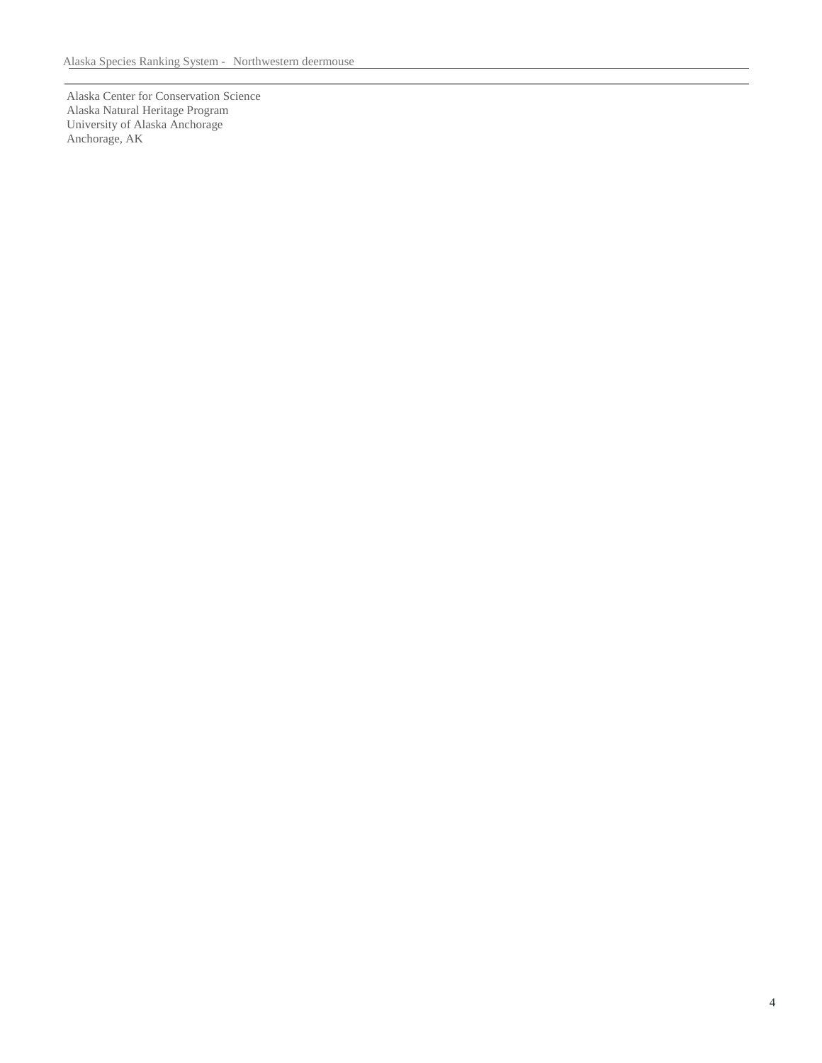Alaska Center for Conservation Science
Alaska Natural Heritage Program
University of Alaska Anchorage
Anchorage, AK